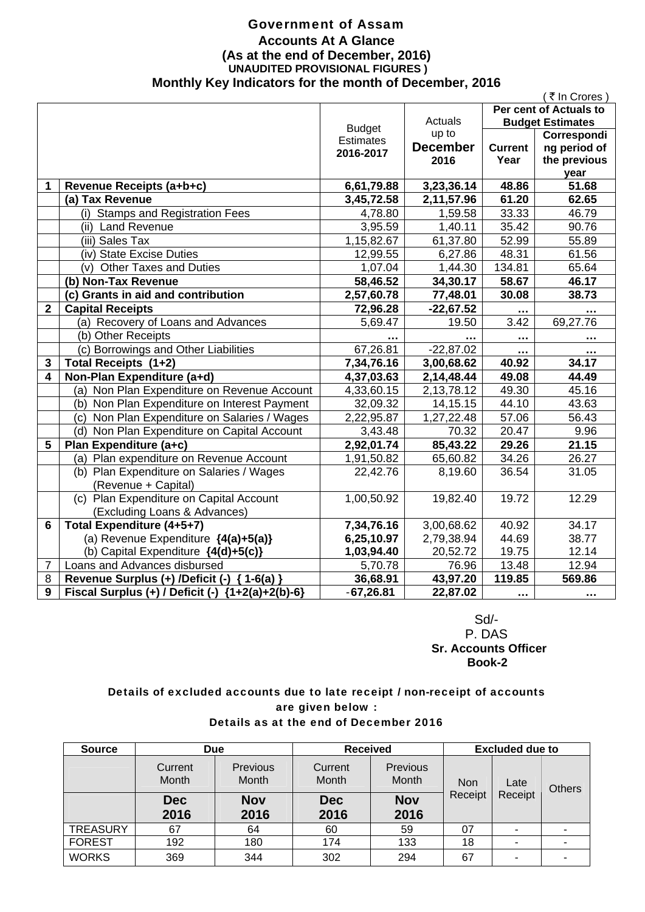# Government of Assam

## Accounts At A Glance

### (As at the end of December, 2016)

**UNAUDITED PROVISIONAL FIGURES )**

### Monthly Key Indicators for the month of December, 2016

( ₹ In Crores )

| | | Budget Estimates 2016-2017 | Actuals up to December 2016 | Per cent of Actuals to Budget Estimates | |
|---|---|---|---|---|---|
| | | | | Current Year | Corresponding period of the previous year |
| **1** | **Revenue Receipts (a+b+c)** | **6,61,79.88** | **3,23,36.14** | **48.86** | **51.68** |
| | **(a) Tax Revenue** | **3,45,72.58** | **2,11,57.96** | **61.20** | **62.65** |
| | (i) Stamps and Registration Fees | 4,78.80 | 1,59.58 | 33.33 | 46.79 |
| | (ii) Land Revenue | 3,95.59 | 1,40.11 | 35.42 | 90.76 |
| | (iii) Sales Tax | 1,15,82.67 | 61,37.80 | 52.99 | 55.89 |
| | (iv) State Excise Duties | 12,99.55 | 6,27.86 | 48.31 | 61.56 |
| | (v) Other Taxes and Duties | 1,07.04 | 1,44.30 | 134.81 | 65.64 |
| | **(b) Non-Tax Revenue** | **58,46.52** | **34,30.17** | **58.67** | **46.17** |
| | **(c) Grants in aid and contribution** | **2,57,60.78** | **77,48.01** | **30.08** | **38.73** |
| **2** | **Capital Receipts** | **72,96.28** | **-22,67.52** | **...** | **...** |
| | (a) Recovery of Loans and Advances | 5,69.47 | 19.50 | 3.42 | 69,27.76 |
| | (b) Other Receipts | ... | ... | ... | ... |
| | (c) Borrowings and Other Liabilities | 67,26.81 | -22,87.02 | ... | ... |
| **3** | **Total Receipts (1+2)** | **7,34,76.16** | **3,00,68.62** | **40.92** | **34.17** |
| **4** | **Non-Plan Expenditure (a+d)** | **4,37,03.63** | **2,14,48.44** | **49.08** | **44.49** |
| | (a) Non Plan Expenditure on Revenue Account | 4,33,60.15 | 2,13,78.12 | 49.30 | 45.16 |
| | (b) Non Plan Expenditure on Interest Payment | 32,09.32 | 14,15.15 | 44.10 | 43.63 |
| | (c) Non Plan Expenditure on Salaries / Wages | 2,22,95.87 | 1,27,22.48 | 57.06 | 56.43 |
| | (d) Non Plan Expenditure on Capital Account | 3,43.48 | 70.32 | 20.47 | 9.96 |
| **5** | **Plan Expenditure (a+c)** | **2,92,01.74** | **85,43.22** | **29.26** | **21.15** |
| | (a) Plan expenditure on Revenue Account | 1,91,50.82 | 65,60.82 | 34.26 | 26.27 |
| | (b) Plan Expenditure on Salaries / Wages (Revenue + Capital) | 22,42.76 | 8,19.60 | 36.54 | 31.05 |
| | (c) Plan Expenditure on Capital Account (Excluding Loans & Advances) | 1,00,50.92 | 19,82.40 | 19.72 | 12.29 |
| **6** | **Total Expenditure (4+5+7)** | **7,34,76.16** | 3,00,68.62 | 40.92 | 34.17 |
| | (a) Revenue Expenditure **{4(a)+5(a)}** | **6,25,10.97** | 2,79,38.94 | 44.69 | 38.77 |
| | (b) Capital Expenditure **{4(d)+5(c)}** | **1,03,94.40** | 20,52.72 | 19.75 | 12.14 |
| 7 | Loans and Advances disbursed | 5,70.78 | 76.96 | 13.48 | 12.94 |
| 8 | **Revenue Surplus (+) /Deficit (-) { 1-6(a) }** | **36,68.91** | **43,97.20** | **119.85** | **569.86** |
| 9 | **Fiscal Surplus (+) / Deficit (-) {1+2(a)+2(b)-6}** | **-67,26.81** | **22,87.02** | **...** | **...** |

Sd/-
P. DAS
**Sr. Accounts Officer**
**Book-2**

**Details of excluded accounts due to late receipt / non-receipt of accounts are given below :**

**Details as at the end of December 2016**

| Source | Due | | Received | | Excluded due to | | |
|---|---|---|---|---|---|---|---|
| | Current Month | Previous Month | Current Month | Previous Month | Non Receipt | Late Receipt | Others |
| | **Dec 2016** | **Nov 2016** | **Dec 2016** | **Nov 2016** | | | |
| TREASURY | 67 | 64 | 60 | 59 | 07 | - | - |
| FOREST | 192 | 180 | 174 | 133 | 18 | - | - |
| WORKS | 369 | 344 | 302 | 294 | 67 | - | - |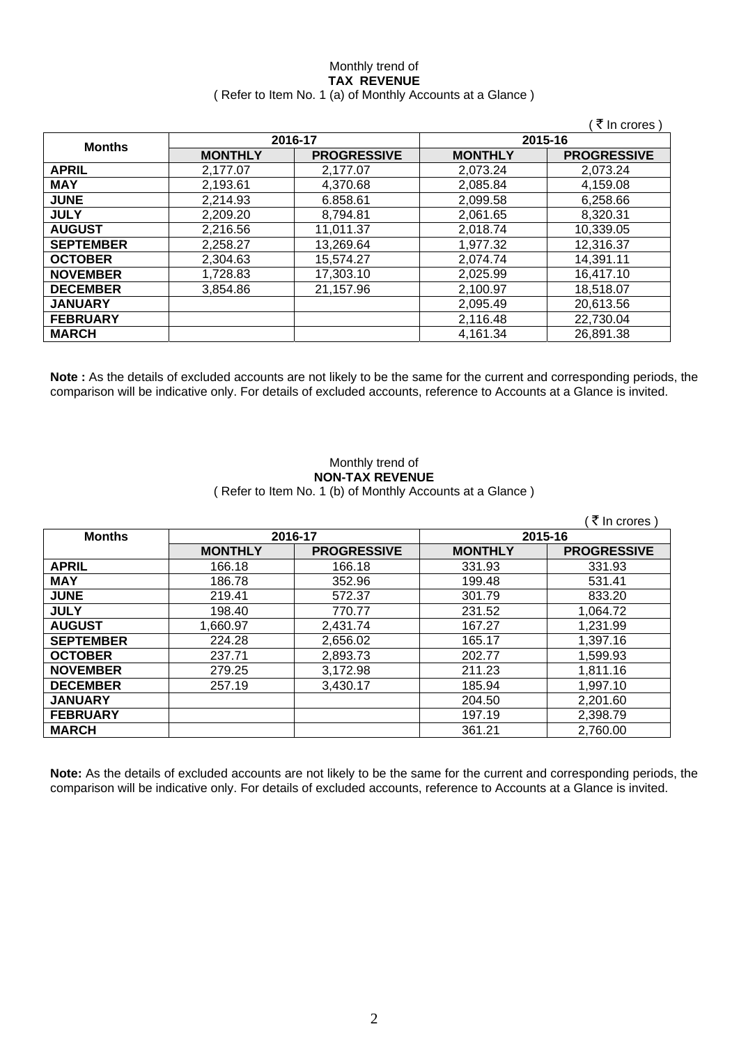Monthly trend of

**TAX REVENUE**

( Refer to Item No. 1 (a) of Monthly Accounts at a Glance )

( ₹ In crores )

| Months | 2016-17 | | 2015-16 | |
|---|---|---|---|---|
| | **MONTHLY** | **PROGRESSIVE** | **MONTHLY** | **PROGRESSIVE** |
| **APRIL** | 2,177.07 | 2,177.07 | 2,073.24 | 2,073.24 |
| **MAY** | 2,193.61 | 4,370.68 | 2,085.84 | 4,159.08 |
| **JUNE** | 2,214.93 | 6.858.61 | 2,099.58 | 6,258.66 |
| **JULY** | 2,209.20 | 8,794.81 | 2,061.65 | 8,320.31 |
| **AUGUST** | 2,216.56 | 11,011.37 | 2,018.74 | 10,339.05 |
| **SEPTEMBER** | 2,258.27 | 13,269.64 | 1,977.32 | 12,316.37 |
| **OCTOBER** | 2,304.63 | 15,574.27 | 2,074.74 | 14,391.11 |
| **NOVEMBER** | 1,728.83 | 17,303.10 | 2,025.99 | 16,417.10 |
| **DECEMBER** | 3,854.86 | 21,157.96 | 2,100.97 | 18,518.07 |
| **JANUARY** | | | 2,095.49 | 20,613.56 |
| **FEBRUARY** | | | 2,116.48 | 22,730.04 |
| **MARCH** | | | 4,161.34 | 26,891.38 |

**Note :** As the details of excluded accounts are not likely to be the same for the current and corresponding periods, the comparison will be indicative only. For details of excluded accounts, reference to Accounts at a Glance is invited.

Monthly trend of

**NON-TAX REVENUE**

( Refer to Item No. 1 (b) of Monthly Accounts at a Glance )

( ₹ In crores )

| Months | 2016-17 | | 2015-16 | |
|---|---|---|---|---|
| | **MONTHLY** | **PROGRESSIVE** | **MONTHLY** | **PROGRESSIVE** |
| **APRIL** | 166.18 | 166.18 | 331.93 | 331.93 |
| **MAY** | 186.78 | 352.96 | 199.48 | 531.41 |
| **JUNE** | 219.41 | 572.37 | 301.79 | 833.20 |
| **JULY** | 198.40 | 770.77 | 231.52 | 1,064.72 |
| **AUGUST** | 1,660.97 | 2,431.74 | 167.27 | 1,231.99 |
| **SEPTEMBER** | 224.28 | 2,656.02 | 165.17 | 1,397.16 |
| **OCTOBER** | 237.71 | 2,893.73 | 202.77 | 1,599.93 |
| **NOVEMBER** | 279.25 | 3,172.98 | 211.23 | 1,811.16 |
| **DECEMBER** | 257.19 | 3,430.17 | 185.94 | 1,997.10 |
| **JANUARY** | | | 204.50 | 2,201.60 |
| **FEBRUARY** | | | 197.19 | 2,398.79 |
| **MARCH** | | | 361.21 | 2,760.00 |

**Note:** As the details of excluded accounts are not likely to be the same for the current and corresponding periods, the comparison will be indicative only. For details of excluded accounts, reference to Accounts at a Glance is invited.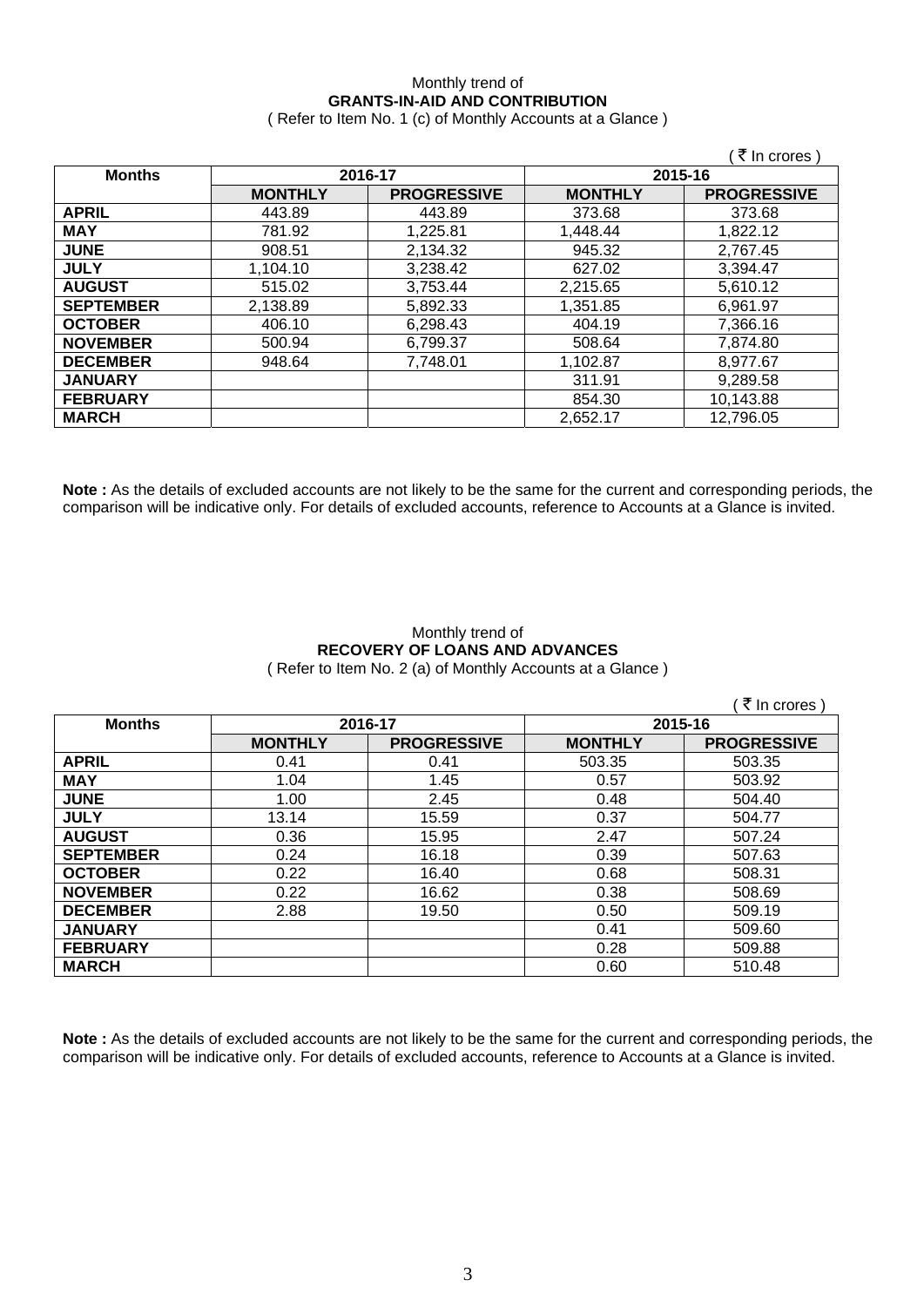Monthly trend of
**GRANTS-IN-AID AND CONTRIBUTION**
( Refer to Item No. 1 (c) of Monthly Accounts at a Glance )

( ₹ In crores )

| Months | 2016-17 | | 2015-16 | |
|---|---|---|---|---|
| | MONTHLY | PROGRESSIVE | MONTHLY | PROGRESSIVE |
| APRIL | 443.89 | 443.89 | 373.68 | 373.68 |
| MAY | 781.92 | 1,225.81 | 1,448.44 | 1,822.12 |
| JUNE | 908.51 | 2,134.32 | 945.32 | 2,767.45 |
| JULY | 1,104.10 | 3,238.42 | 627.02 | 3,394.47 |
| AUGUST | 515.02 | 3,753.44 | 2,215.65 | 5,610.12 |
| SEPTEMBER | 2,138.89 | 5,892.33 | 1,351.85 | 6,961.97 |
| OCTOBER | 406.10 | 6,298.43 | 404.19 | 7,366.16 |
| NOVEMBER | 500.94 | 6,799.37 | 508.64 | 7,874.80 |
| DECEMBER | 948.64 | 7,748.01 | 1,102.87 | 8,977.67 |
| JANUARY | | | 311.91 | 9,289.58 |
| FEBRUARY | | | 854.30 | 10,143.88 |
| MARCH | | | 2,652.17 | 12,796.05 |

**Note :** As the details of excluded accounts are not likely to be the same for the current and corresponding periods, the comparison will be indicative only. For details of excluded accounts, reference to Accounts at a Glance is invited.

Monthly trend of
**RECOVERY OF LOANS AND ADVANCES**
( Refer to Item No. 2 (a) of Monthly Accounts at a Glance )

( ₹ In crores )

| Months | 2016-17 | | 2015-16 | |
|---|---|---|---|---|
| | MONTHLY | PROGRESSIVE | MONTHLY | PROGRESSIVE |
| APRIL | 0.41 | 0.41 | 503.35 | 503.35 |
| MAY | 1.04 | 1.45 | 0.57 | 503.92 |
| JUNE | 1.00 | 2.45 | 0.48 | 504.40 |
| JULY | 13.14 | 15.59 | 0.37 | 504.77 |
| AUGUST | 0.36 | 15.95 | 2.47 | 507.24 |
| SEPTEMBER | 0.24 | 16.18 | 0.39 | 507.63 |
| OCTOBER | 0.22 | 16.40 | 0.68 | 508.31 |
| NOVEMBER | 0.22 | 16.62 | 0.38 | 508.69 |
| DECEMBER | 2.88 | 19.50 | 0.50 | 509.19 |
| JANUARY | | | 0.41 | 509.60 |
| FEBRUARY | | | 0.28 | 509.88 |
| MARCH | | | 0.60 | 510.48 |

**Note :** As the details of excluded accounts are not likely to be the same for the current and corresponding periods, the comparison will be indicative only. For details of excluded accounts, reference to Accounts at a Glance is invited.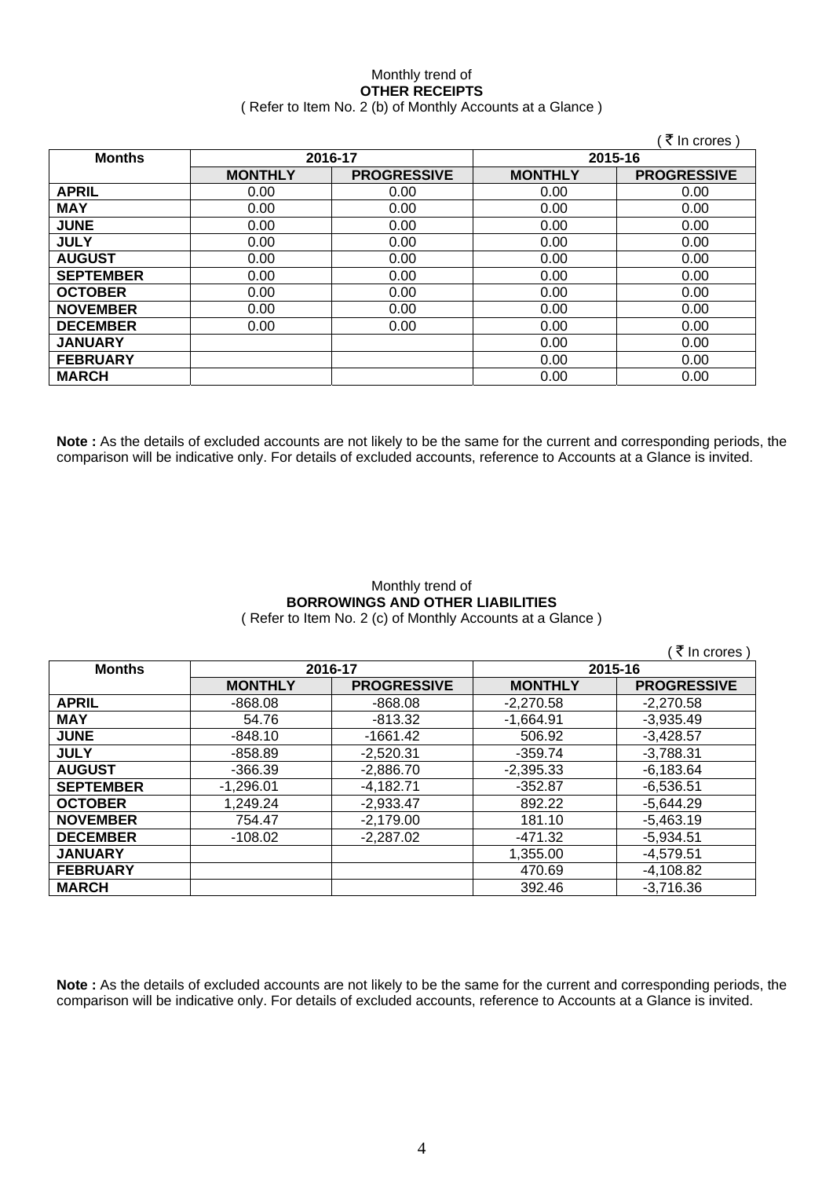Monthly trend of
**OTHER RECEIPTS**
( Refer to Item No. 2 (b) of Monthly Accounts at a Glance )

( ₹ In crores )

| Months | 2016-17 | | 2015-16 | |
|---|---|---|---|---|
| | **MONTHLY** | **PROGRESSIVE** | **MONTHLY** | **PROGRESSIVE** |
| **APRIL** | 0.00 | 0.00 | 0.00 | 0.00 |
| **MAY** | 0.00 | 0.00 | 0.00 | 0.00 |
| **JUNE** | 0.00 | 0.00 | 0.00 | 0.00 |
| **JULY** | 0.00 | 0.00 | 0.00 | 0.00 |
| **AUGUST** | 0.00 | 0.00 | 0.00 | 0.00 |
| **SEPTEMBER** | 0.00 | 0.00 | 0.00 | 0.00 |
| **OCTOBER** | 0.00 | 0.00 | 0.00 | 0.00 |
| **NOVEMBER** | 0.00 | 0.00 | 0.00 | 0.00 |
| **DECEMBER** | 0.00 | 0.00 | 0.00 | 0.00 |
| **JANUARY** | | | 0.00 | 0.00 |
| **FEBRUARY** | | | 0.00 | 0.00 |
| **MARCH** | | | 0.00 | 0.00 |

**Note :** As the details of excluded accounts are not likely to be the same for the current and corresponding periods, the comparison will be indicative only. For details of excluded accounts, reference to Accounts at a Glance is invited.

Monthly trend of
**BORROWINGS AND OTHER LIABILITIES**
( Refer to Item No. 2 (c) of Monthly Accounts at a Glance )

( ₹ In crores )

| Months | 2016-17 | | 2015-16 | |
|---|---|---|---|---|
| | **MONTHLY** | **PROGRESSIVE** | **MONTHLY** | **PROGRESSIVE** |
| **APRIL** | -868.08 | -868.08 | -2,270.58 | -2,270.58 |
| **MAY** | 54.76 | -813.32 | -1,664.91 | -3,935.49 |
| **JUNE** | -848.10 | -1661.42 | 506.92 | -3,428.57 |
| **JULY** | -858.89 | -2,520.31 | -359.74 | -3,788.31 |
| **AUGUST** | -366.39 | -2,886.70 | -2,395.33 | -6,183.64 |
| **SEPTEMBER** | -1,296.01 | -4,182.71 | -352.87 | -6,536.51 |
| **OCTOBER** | 1,249.24 | -2,933.47 | 892.22 | -5,644.29 |
| **NOVEMBER** | 754.47 | -2,179.00 | 181.10 | -5,463.19 |
| **DECEMBER** | -108.02 | -2,287.02 | -471.32 | -5,934.51 |
| **JANUARY** | | | 1,355.00 | -4,579.51 |
| **FEBRUARY** | | | 470.69 | -4,108.82 |
| **MARCH** | | | 392.46 | -3,716.36 |

**Note :** As the details of excluded accounts are not likely to be the same for the current and corresponding periods, the comparison will be indicative only. For details of excluded accounts, reference to Accounts at a Glance is invited.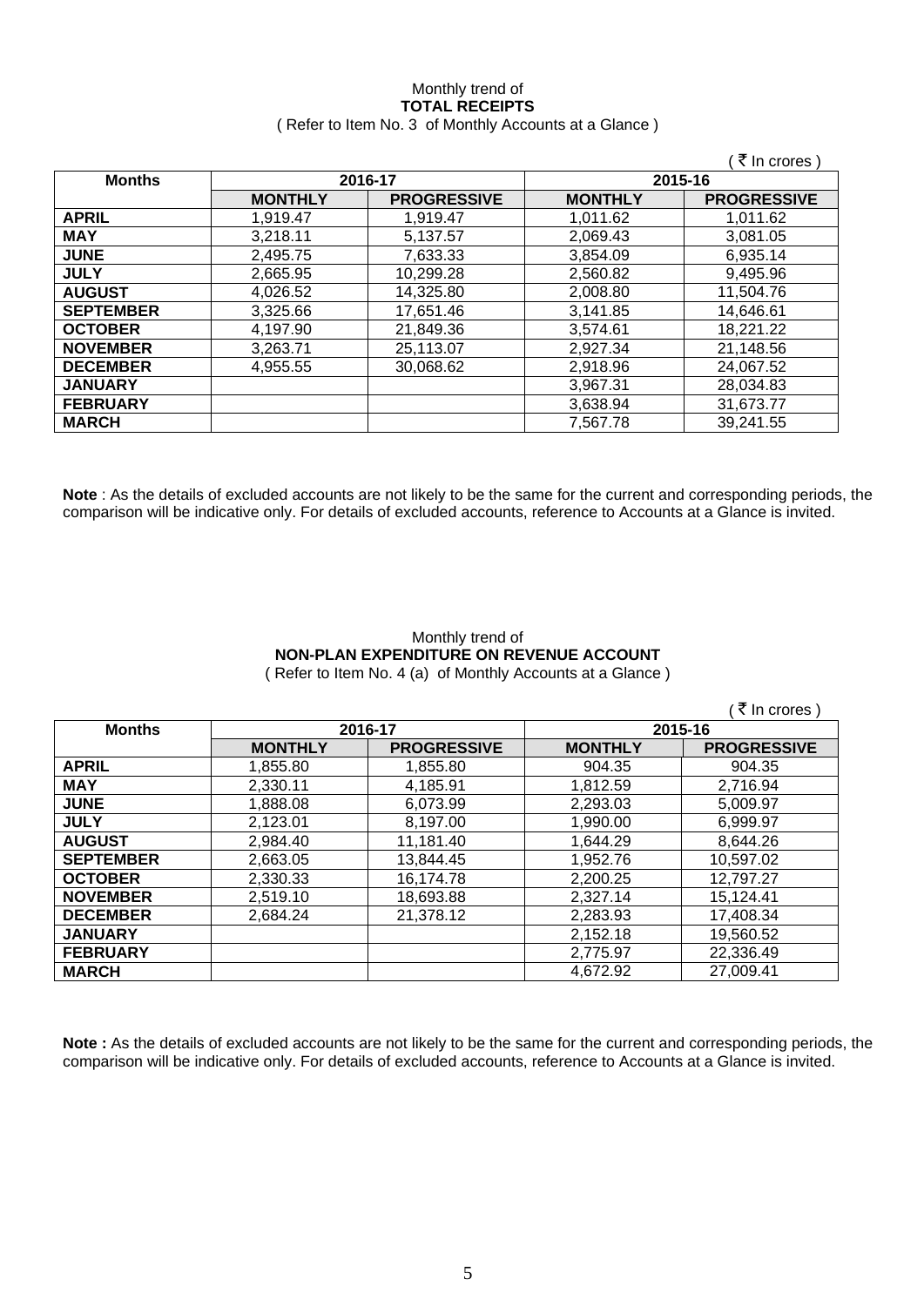Monthly trend of

**TOTAL RECEIPTS**

( Refer to Item No. 3 of Monthly Accounts at a Glance )

( ₹ In crores )

| Months | 2016-17 | | 2015-16 | |
|---|---|---|---|---|
| | **MONTHLY** | **PROGRESSIVE** | **MONTHLY** | **PROGRESSIVE** |
| **APRIL** | 1,919.47 | 1,919.47 | 1,011.62 | 1,011.62 |
| **MAY** | 3,218.11 | 5,137.57 | 2,069.43 | 3,081.05 |
| **JUNE** | 2,495.75 | 7,633.33 | 3,854.09 | 6,935.14 |
| **JULY** | 2,665.95 | 10,299.28 | 2,560.82 | 9,495.96 |
| **AUGUST** | 4,026.52 | 14,325.80 | 2,008.80 | 11,504.76 |
| **SEPTEMBER** | 3,325.66 | 17,651.46 | 3,141.85 | 14,646.61 |
| **OCTOBER** | 4,197.90 | 21,849.36 | 3,574.61 | 18,221.22 |
| **NOVEMBER** | 3,263.71 | 25,113.07 | 2,927.34 | 21,148.56 |
| **DECEMBER** | 4,955.55 | 30,068.62 | 2,918.96 | 24,067.52 |
| **JANUARY** | | | 3,967.31 | 28,034.83 |
| **FEBRUARY** | | | 3,638.94 | 31,673.77 |
| **MARCH** | | | 7,567.78 | 39,241.55 |

**Note** : As the details of excluded accounts are not likely to be the same for the current and corresponding periods, the comparison will be indicative only. For details of excluded accounts, reference to Accounts at a Glance is invited.

Monthly trend of

**NON-PLAN EXPENDITURE ON REVENUE ACCOUNT**

( Refer to Item No. 4 (a) of Monthly Accounts at a Glance )

( ₹ In crores )

| Months | 2016-17 | | 2015-16 | |
|---|---|---|---|---|
| | **MONTHLY** | **PROGRESSIVE** | **MONTHLY** | **PROGRESSIVE** |
| **APRIL** | 1,855.80 | 1,855.80 | 904.35 | 904.35 |
| **MAY** | 2,330.11 | 4,185.91 | 1,812.59 | 2,716.94 |
| **JUNE** | 1,888.08 | 6,073.99 | 2,293.03 | 5,009.97 |
| **JULY** | 2,123.01 | 8,197.00 | 1,990.00 | 6,999.97 |
| **AUGUST** | 2,984.40 | 11,181.40 | 1,644.29 | 8,644.26 |
| **SEPTEMBER** | 2,663.05 | 13,844.45 | 1,952.76 | 10,597.02 |
| **OCTOBER** | 2,330.33 | 16,174.78 | 2,200.25 | 12,797.27 |
| **NOVEMBER** | 2,519.10 | 18,693.88 | 2,327.14 | 15,124.41 |
| **DECEMBER** | 2,684.24 | 21,378.12 | 2,283.93 | 17,408.34 |
| **JANUARY** | | | 2,152.18 | 19,560.52 |
| **FEBRUARY** | | | 2,775.97 | 22,336.49 |
| **MARCH** | | | 4,672.92 | 27,009.41 |

**Note :** As the details of excluded accounts are not likely to be the same for the current and corresponding periods, the comparison will be indicative only. For details of excluded accounts, reference to Accounts at a Glance is invited.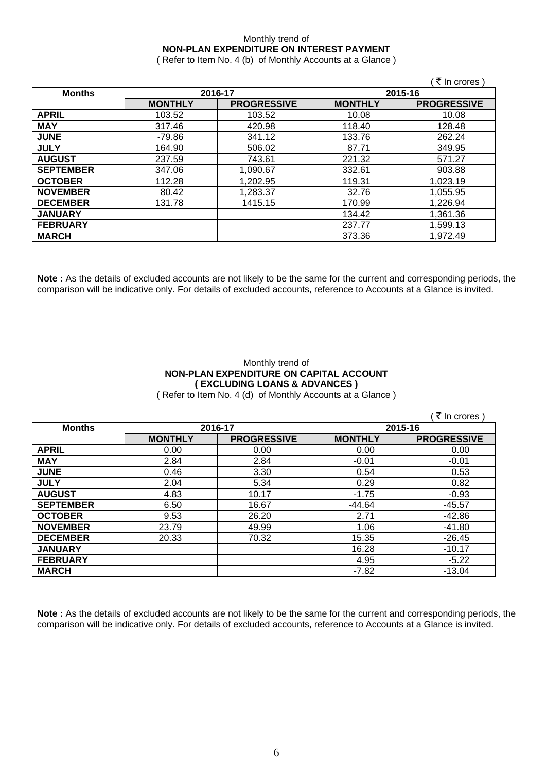Monthly trend of

**NON-PLAN EXPENDITURE ON INTEREST PAYMENT**

( Refer to Item No. 4 (b) of Monthly Accounts at a Glance )

( ₹ In crores )

| Months | 2016-17 | | 2015-16 | |
|---|---|---|---|---|
| | MONTHLY | PROGRESSIVE | MONTHLY | PROGRESSIVE |
| APRIL | 103.52 | 103.52 | 10.08 | 10.08 |
| MAY | 317.46 | 420.98 | 118.40 | 128.48 |
| JUNE | -79.86 | 341.12 | 133.76 | 262.24 |
| JULY | 164.90 | 506.02 | 87.71 | 349.95 |
| AUGUST | 237.59 | 743.61 | 221.32 | 571.27 |
| SEPTEMBER | 347.06 | 1,090.67 | 332.61 | 903.88 |
| OCTOBER | 112.28 | 1,202.95 | 119.31 | 1,023.19 |
| NOVEMBER | 80.42 | 1,283.37 | 32.76 | 1,055.95 |
| DECEMBER | 131.78 | 1415.15 | 170.99 | 1,226.94 |
| JANUARY | | | 134.42 | 1,361.36 |
| FEBRUARY | | | 237.77 | 1,599.13 |
| MARCH | | | 373.36 | 1,972.49 |

**Note :** As the details of excluded accounts are not likely to be the same for the current and corresponding periods, the comparison will be indicative only. For details of excluded accounts, reference to Accounts at a Glance is invited.

Monthly trend of

**NON-PLAN EXPENDITURE ON CAPITAL ACCOUNT**

**( EXCLUDING LOANS & ADVANCES )**

( Refer to Item No. 4 (d) of Monthly Accounts at a Glance )

( ₹ In crores )

| Months | 2016-17 | | 2015-16 | |
|---|---|---|---|---|
| | MONTHLY | PROGRESSIVE | MONTHLY | PROGRESSIVE |
| APRIL | 0.00 | 0.00 | 0.00 | 0.00 |
| MAY | 2.84 | 2.84 | -0.01 | -0.01 |
| JUNE | 0.46 | 3.30 | 0.54 | 0.53 |
| JULY | 2.04 | 5.34 | 0.29 | 0.82 |
| AUGUST | 4.83 | 10.17 | -1.75 | -0.93 |
| SEPTEMBER | 6.50 | 16.67 | -44.64 | -45.57 |
| OCTOBER | 9.53 | 26.20 | 2.71 | -42.86 |
| NOVEMBER | 23.79 | 49.99 | 1.06 | -41.80 |
| DECEMBER | 20.33 | 70.32 | 15.35 | -26.45 |
| JANUARY | | | 16.28 | -10.17 |
| FEBRUARY | | | 4.95 | -5.22 |
| MARCH | | | -7.82 | -13.04 |

**Note :** As the details of excluded accounts are not likely to be the same for the current and corresponding periods, the comparison will be indicative only. For details of excluded accounts, reference to Accounts at a Glance is invited.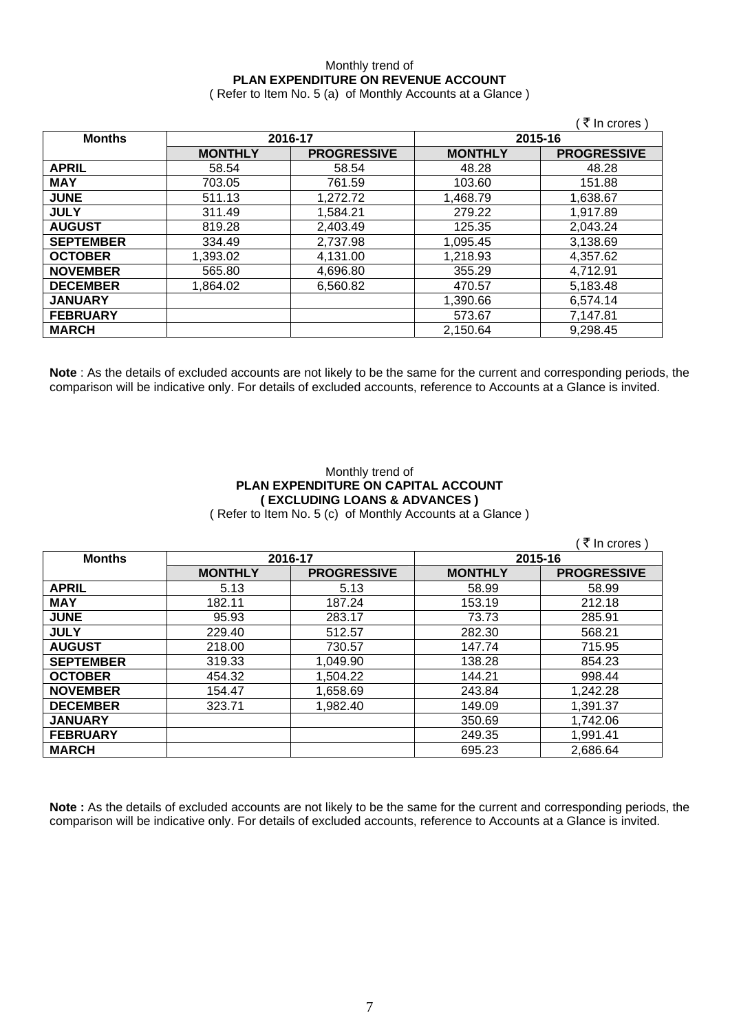Monthly trend of

**PLAN EXPENDITURE ON REVENUE ACCOUNT**

( Refer to Item No. 5 (a) of Monthly Accounts at a Glance )

( ₹ In crores )

| Months | 2016-17 | | 2015-16 | |
|---|---|---|---|---|
| | **MONTHLY** | **PROGRESSIVE** | **MONTHLY** | **PROGRESSIVE** |
| **APRIL** | 58.54 | 58.54 | 48.28 | 48.28 |
| **MAY** | 703.05 | 761.59 | 103.60 | 151.88 |
| **JUNE** | 511.13 | 1,272.72 | 1,468.79 | 1,638.67 |
| **JULY** | 311.49 | 1,584.21 | 279.22 | 1,917.89 |
| **AUGUST** | 819.28 | 2,403.49 | 125.35 | 2,043.24 |
| **SEPTEMBER** | 334.49 | 2,737.98 | 1,095.45 | 3,138.69 |
| **OCTOBER** | 1,393.02 | 4,131.00 | 1,218.93 | 4,357.62 |
| **NOVEMBER** | 565.80 | 4,696.80 | 355.29 | 4,712.91 |
| **DECEMBER** | 1,864.02 | 6,560.82 | 470.57 | 5,183.48 |
| **JANUARY** | | | 1,390.66 | 6,574.14 |
| **FEBRUARY** | | | 573.67 | 7,147.81 |
| **MARCH** | | | 2,150.64 | 9,298.45 |

**Note** : As the details of excluded accounts are not likely to be the same for the current and corresponding periods, the comparison will be indicative only. For details of excluded accounts, reference to Accounts at a Glance is invited.

Monthly trend of

**PLAN EXPENDITURE ON CAPITAL ACCOUNT**

**( EXCLUDING LOANS & ADVANCES )**

( Refer to Item No. 5 (c) of Monthly Accounts at a Glance )

( ₹ In crores )

| Months | 2016-17 | | 2015-16 | |
|---|---|---|---|---|
| | **MONTHLY** | **PROGRESSIVE** | **MONTHLY** | **PROGRESSIVE** |
| **APRIL** | 5.13 | 5.13 | 58.99 | 58.99 |
| **MAY** | 182.11 | 187.24 | 153.19 | 212.18 |
| **JUNE** | 95.93 | 283.17 | 73.73 | 285.91 |
| **JULY** | 229.40 | 512.57 | 282.30 | 568.21 |
| **AUGUST** | 218.00 | 730.57 | 147.74 | 715.95 |
| **SEPTEMBER** | 319.33 | 1,049.90 | 138.28 | 854.23 |
| **OCTOBER** | 454.32 | 1,504.22 | 144.21 | 998.44 |
| **NOVEMBER** | 154.47 | 1,658.69 | 243.84 | 1,242.28 |
| **DECEMBER** | 323.71 | 1,982.40 | 149.09 | 1,391.37 |
| **JANUARY** | | | 350.69 | 1,742.06 |
| **FEBRUARY** | | | 249.35 | 1,991.41 |
| **MARCH** | | | 695.23 | 2,686.64 |

**Note :** As the details of excluded accounts are not likely to be the same for the current and corresponding periods, the comparison will be indicative only. For details of excluded accounts, reference to Accounts at a Glance is invited.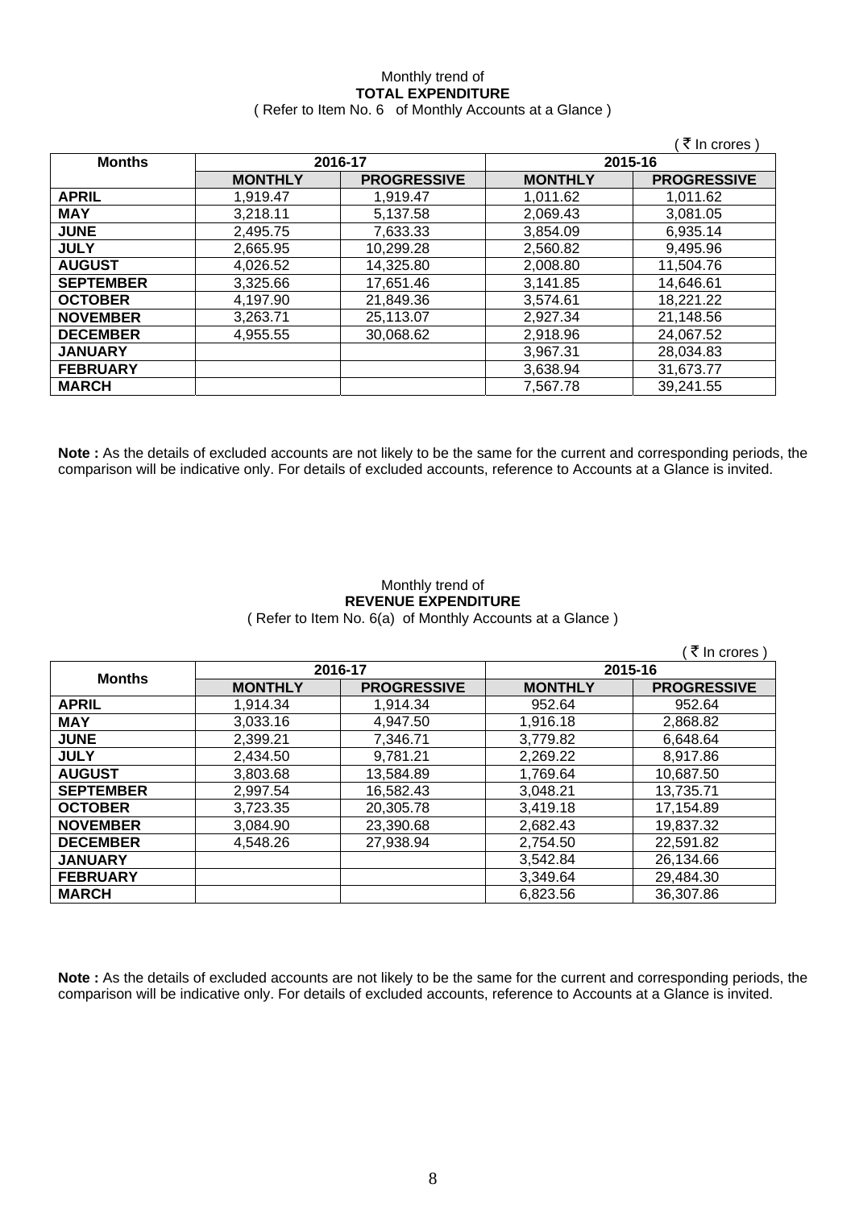Monthly trend of

**TOTAL EXPENDITURE**

( Refer to Item No. 6 of Monthly Accounts at a Glance )

( ₹ In crores )

| Months | 2016-17 | | 2015-16 | |
|---|---|---|---|---|
| | MONTHLY | PROGRESSIVE | MONTHLY | PROGRESSIVE |
| **APRIL** | 1,919.47 | 1,919.47 | 1,011.62 | 1,011.62 |
| **MAY** | 3,218.11 | 5,137.58 | 2,069.43 | 3,081.05 |
| **JUNE** | 2,495.75 | 7,633.33 | 3,854.09 | 6,935.14 |
| **JULY** | 2,665.95 | 10,299.28 | 2,560.82 | 9,495.96 |
| **AUGUST** | 4,026.52 | 14,325.80 | 2,008.80 | 11,504.76 |
| **SEPTEMBER** | 3,325.66 | 17,651.46 | 3,141.85 | 14,646.61 |
| **OCTOBER** | 4,197.90 | 21,849.36 | 3,574.61 | 18,221.22 |
| **NOVEMBER** | 3,263.71 | 25,113.07 | 2,927.34 | 21,148.56 |
| **DECEMBER** | 4,955.55 | 30,068.62 | 2,918.96 | 24,067.52 |
| **JANUARY** | | | 3,967.31 | 28,034.83 |
| **FEBRUARY** | | | 3,638.94 | 31,673.77 |
| **MARCH** | | | 7,567.78 | 39,241.55 |

**Note :** As the details of excluded accounts are not likely to be the same for the current and corresponding periods, the comparison will be indicative only. For details of excluded accounts, reference to Accounts at a Glance is invited.

Monthly trend of

**REVENUE EXPENDITURE**

( Refer to Item No. 6(a) of Monthly Accounts at a Glance )

( ₹ In crores )

| Months | 2016-17 | | 2015-16 | |
|---|---|---|---|---|
| | MONTHLY | PROGRESSIVE | MONTHLY | PROGRESSIVE |
| **APRIL** | 1,914.34 | 1,914.34 | 952.64 | 952.64 |
| **MAY** | 3,033.16 | 4,947.50 | 1,916.18 | 2,868.82 |
| **JUNE** | 2,399.21 | 7,346.71 | 3,779.82 | 6,648.64 |
| **JULY** | 2,434.50 | 9,781.21 | 2,269.22 | 8,917.86 |
| **AUGUST** | 3,803.68 | 13,584.89 | 1,769.64 | 10,687.50 |
| **SEPTEMBER** | 2,997.54 | 16,582.43 | 3,048.21 | 13,735.71 |
| **OCTOBER** | 3,723.35 | 20,305.78 | 3,419.18 | 17,154.89 |
| **NOVEMBER** | 3,084.90 | 23,390.68 | 2,682.43 | 19,837.32 |
| **DECEMBER** | 4,548.26 | 27,938.94 | 2,754.50 | 22,591.82 |
| **JANUARY** | | | 3,542.84 | 26,134.66 |
| **FEBRUARY** | | | 3,349.64 | 29,484.30 |
| **MARCH** | | | 6,823.56 | 36,307.86 |

**Note :** As the details of excluded accounts are not likely to be the same for the current and corresponding periods, the comparison will be indicative only. For details of excluded accounts, reference to Accounts at a Glance is invited.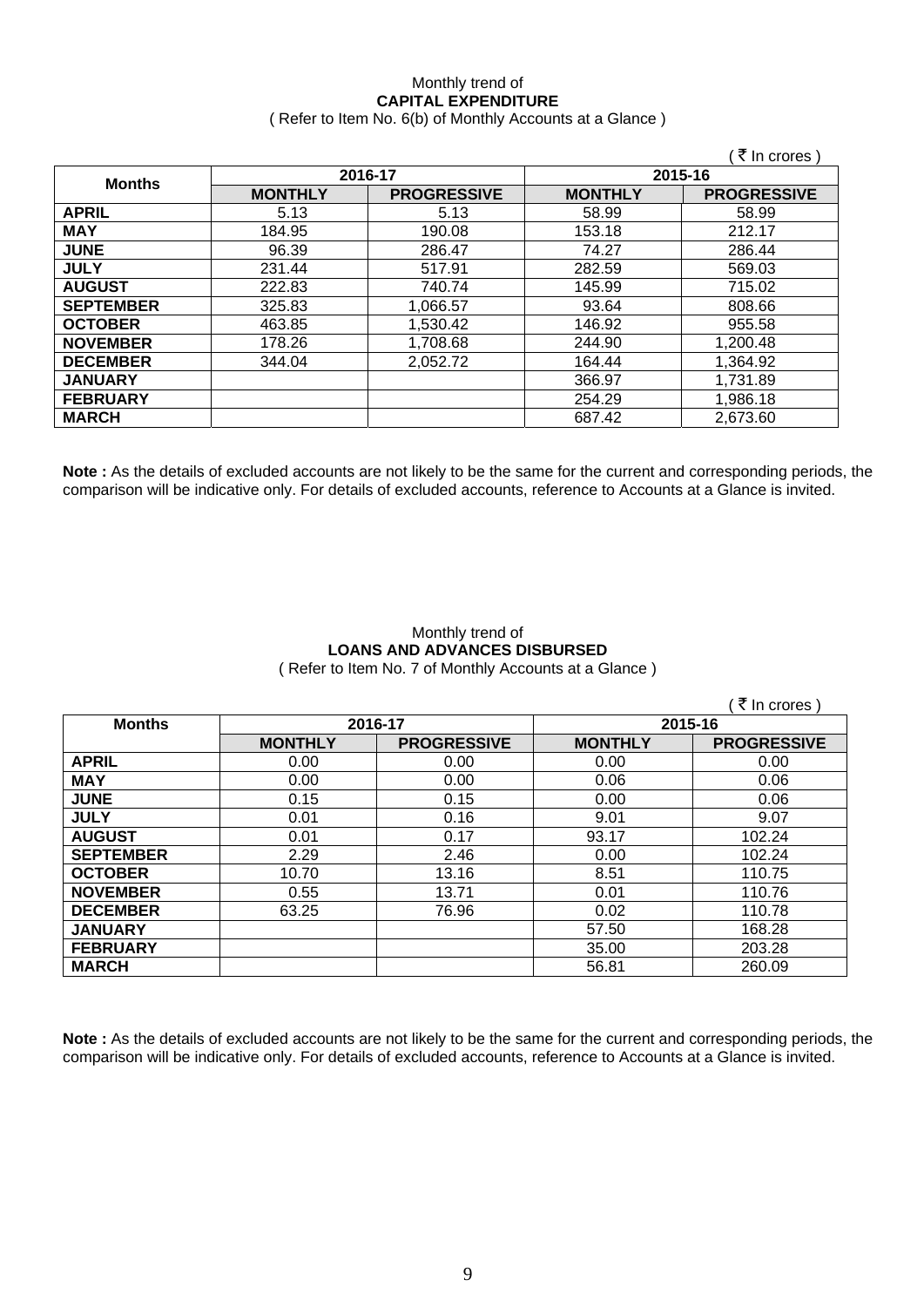Monthly trend of
**CAPITAL EXPENDITURE**
( Refer to Item No. 6(b) of Monthly Accounts at a Glance )

( ₹ In crores )

| Months | 2016-17 | | 2015-16 | |
|---|---|---|---|---|
| | **MONTHLY** | **PROGRESSIVE** | **MONTHLY** | **PROGRESSIVE** |
| **APRIL** | 5.13 | 5.13 | 58.99 | 58.99 |
| **MAY** | 184.95 | 190.08 | 153.18 | 212.17 |
| **JUNE** | 96.39 | 286.47 | 74.27 | 286.44 |
| **JULY** | 231.44 | 517.91 | 282.59 | 569.03 |
| **AUGUST** | 222.83 | 740.74 | 145.99 | 715.02 |
| **SEPTEMBER** | 325.83 | 1,066.57 | 93.64 | 808.66 |
| **OCTOBER** | 463.85 | 1,530.42 | 146.92 | 955.58 |
| **NOVEMBER** | 178.26 | 1,708.68 | 244.90 | 1,200.48 |
| **DECEMBER** | 344.04 | 2,052.72 | 164.44 | 1,364.92 |
| **JANUARY** | | | 366.97 | 1,731.89 |
| **FEBRUARY** | | | 254.29 | 1,986.18 |
| **MARCH** | | | 687.42 | 2,673.60 |

**Note :** As the details of excluded accounts are not likely to be the same for the current and corresponding periods, the comparison will be indicative only. For details of excluded accounts, reference to Accounts at a Glance is invited.

Monthly trend of
**LOANS AND ADVANCES DISBURSED**
( Refer to Item No. 7 of Monthly Accounts at a Glance )

( ₹ In crores )

| Months | 2016-17 | | 2015-16 | |
|---|---|---|---|---|
| | **MONTHLY** | **PROGRESSIVE** | **MONTHLY** | **PROGRESSIVE** |
| **APRIL** | 0.00 | 0.00 | 0.00 | 0.00 |
| **MAY** | 0.00 | 0.00 | 0.06 | 0.06 |
| **JUNE** | 0.15 | 0.15 | 0.00 | 0.06 |
| **JULY** | 0.01 | 0.16 | 9.01 | 9.07 |
| **AUGUST** | 0.01 | 0.17 | 93.17 | 102.24 |
| **SEPTEMBER** | 2.29 | 2.46 | 0.00 | 102.24 |
| **OCTOBER** | 10.70 | 13.16 | 8.51 | 110.75 |
| **NOVEMBER** | 0.55 | 13.71 | 0.01 | 110.76 |
| **DECEMBER** | 63.25 | 76.96 | 0.02 | 110.78 |
| **JANUARY** | | | 57.50 | 168.28 |
| **FEBRUARY** | | | 35.00 | 203.28 |
| **MARCH** | | | 56.81 | 260.09 |

**Note :** As the details of excluded accounts are not likely to be the same for the current and corresponding periods, the comparison will be indicative only. For details of excluded accounts, reference to Accounts at a Glance is invited.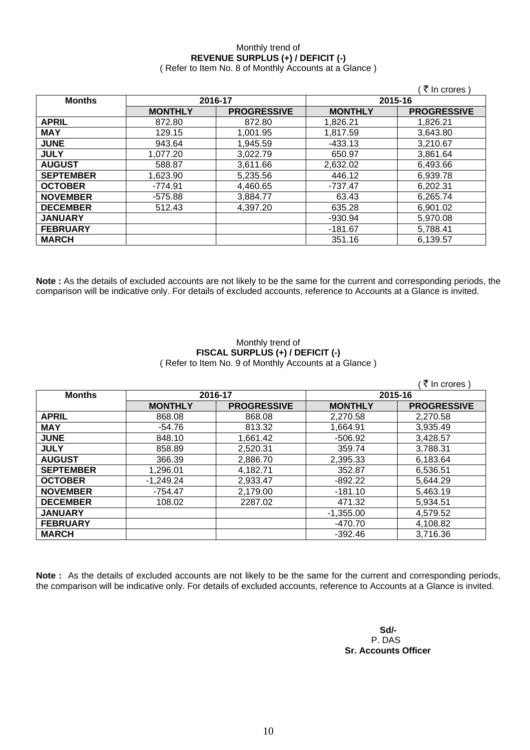Monthly trend of

**REVENUE SURPLUS (+) / DEFICIT (-)**

( Refer to Item No. 8 of Monthly Accounts at a Glance )

( ₹ In crores )

| Months | 2016-17 | | 2015-16 | |
|---|---|---|---|---|
| | **MONTHLY** | **PROGRESSIVE** | **MONTHLY** | **PROGRESSIVE** |
| **APRIL** | 872.80 | 872.80 | 1,826.21 | 1,826.21 |
| **MAY** | 129.15 | 1,001.95 | 1,817.59 | 3,643.80 |
| **JUNE** | 943.64 | 1,945.59 | -433.13 | 3,210.67 |
| **JULY** | 1,077.20 | 3,022.79 | 650.97 | 3,861.64 |
| **AUGUST** | 588.87 | 3,611.66 | 2,632.02 | 6,493.66 |
| **SEPTEMBER** | 1,623.90 | 5,235.56 | 446.12 | 6,939.78 |
| **OCTOBER** | -774.91 | 4,460.65 | -737.47 | 6,202.31 |
| **NOVEMBER** | -575.88 | 3,884.77 | 63.43 | 6,265.74 |
| **DECEMBER** | 512.43 | 4,397.20 | 635.28 | 6,901.02 |
| **JANUARY** | | | -930.94 | 5,970.08 |
| **FEBRUARY** | | | -181.67 | 5,788.41 |
| **MARCH** | | | 351.16 | 6,139.57 |

**Note :** As the details of excluded accounts are not likely to be the same for the current and corresponding periods, the comparison will be indicative only. For details of excluded accounts, reference to Accounts at a Glance is invited.

Monthly trend of

**FISCAL SURPLUS (+) / DEFICIT (-)**

( Refer to Item No. 9 of Monthly Accounts at a Glance )

( ₹ In crores )

| Months | 2016-17 | | 2015-16 | |
|---|---|---|---|---|
| | **MONTHLY** | **PROGRESSIVE** | **MONTHLY** | **PROGRESSIVE** |
| **APRIL** | 868.08 | 868.08 | 2,270.58 | 2,270.58 |
| **MAY** | -54.76 | 813.32 | 1,664.91 | 3,935.49 |
| **JUNE** | 848.10 | 1,661.42 | -506.92 | 3,428.57 |
| **JULY** | 858.89 | 2,520.31 | 359.74 | 3,788.31 |
| **AUGUST** | 366.39 | 2,886.70 | 2,395.33 | 6,183.64 |
| **SEPTEMBER** | 1,296.01 | 4,182.71 | 352.87 | 6,536.51 |
| **OCTOBER** | -1,249.24 | 2,933.47 | -892.22 | 5,644.29 |
| **NOVEMBER** | -754.47 | 2,179.00 | -181.10 | 5,463.19 |
| **DECEMBER** | 108.02 | 2287.02 | 471.32 | 5,934.51 |
| **JANUARY** | | | -1,355.00 | 4,579.52 |
| **FEBRUARY** | | | -470.70 | 4,108.82 |
| **MARCH** | | | -392.46 | 3,716.36 |

**Note :** As the details of excluded accounts are not likely to be the same for the current and corresponding periods, the comparison will be indicative only. For details of excluded accounts, reference to Accounts at a Glance is invited.

**Sd/-**

P. DAS

**Sr. Accounts Officer**